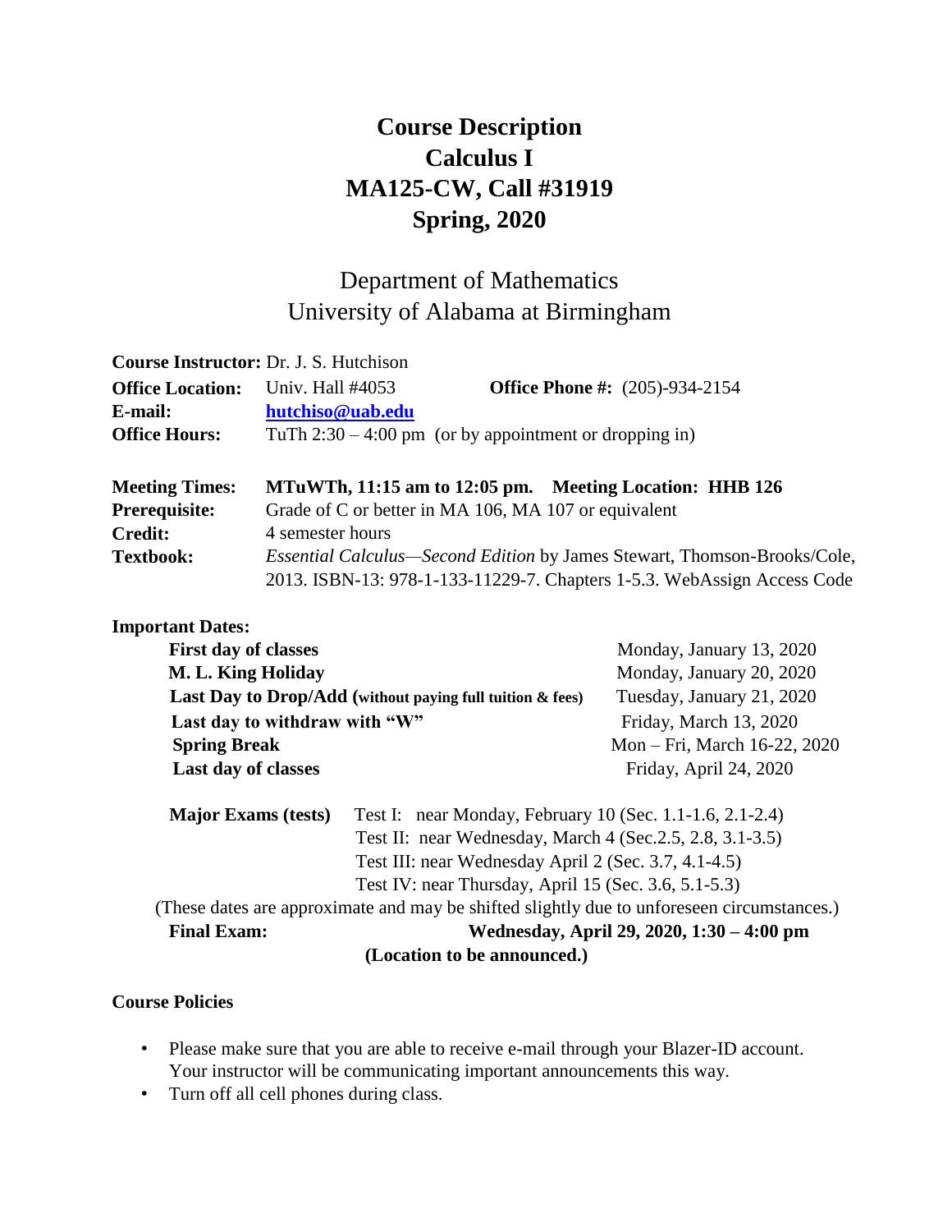# Course Description
# Calculus I
# MA125-CW, Call #31919
# Spring, 2020

## Department of Mathematics
## University of Alabama at Birmingham

**Course Instructor:** Dr. J. S. Hutchison
**Office Location:** Univ. Hall #4053 **Office Phone #:** (205)-934-2154
**E-mail:** **hutchiso@uab.edu**
**Office Hours:** TuTh 2:30 – 4:00 pm (or by appointment or dropping in)

**Meeting Times:** **MTuWTh, 11:15 am to 12:05 pm.** **Meeting Location: HHB 126**
**Prerequisite:** Grade of C or better in MA 106, MA 107 or equivalent
**Credit:** 4 semester hours
**Textbook:** *Essential Calculus—Second Edition* by James Stewart, Thomson-Brooks/Cole, 2013. ISBN-13: 978-1-133-11229-7. Chapters 1-5.3. WebAssign Access Code

**Important Dates:**

| | |
|---|---|
| **First day of classes** | Monday, January 13, 2020 |
| **M. L. King Holiday** | Monday, January 20, 2020 |
| **Last Day to Drop/Add (without paying full tuition & fees)** | Tuesday, January 21, 2020 |
| **Last day to withdraw with "W"** | Friday, March 13, 2020 |
| **Spring Break** | Mon – Fri, March 16-22, 2020 |
| **Last day of classes** | Friday, April 24, 2020 |

**Major Exams (tests)**
Test I: near Monday, February 10 (Sec. 1.1-1.6, 2.1-2.4)
Test II: near Wednesday, March 4 (Sec.2.5, 2.8, 3.1-3.5)
Test III: near Wednesday April 2 (Sec. 3.7, 4.1-4.5)
Test IV: near Thursday, April 15 (Sec. 3.6, 5.1-5.3)

(These dates are approximate and may be shifted slightly due to unforeseen circumstances.)

**Final Exam:** **Wednesday, April 29, 2020, 1:30 – 4:00 pm**
**(Location to be announced.)**

**Course Policies**

- Please make sure that you are able to receive e-mail through your Blazer-ID account. Your instructor will be communicating important announcements this way.
- Turn off all cell phones during class.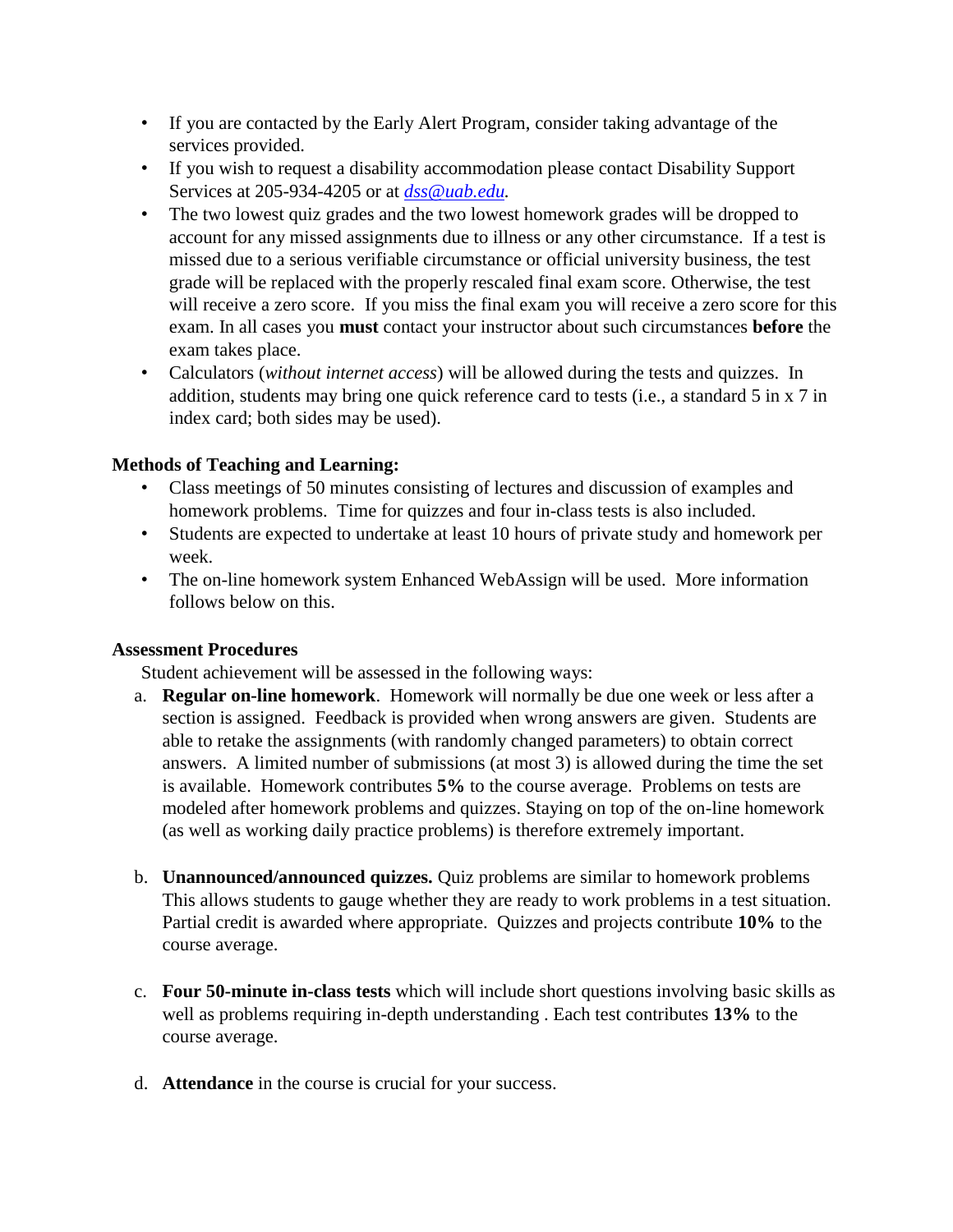- If you are contacted by the Early Alert Program, consider taking advantage of the services provided.
- If you wish to request a disability accommodation please contact Disability Support Services at 205-934-4205 or at *dss@uab.edu*.
- The two lowest quiz grades and the two lowest homework grades will be dropped to account for any missed assignments due to illness or any other circumstance. If a test is missed due to a serious verifiable circumstance or official university business, the test grade will be replaced with the properly rescaled final exam score. Otherwise, the test will receive a zero score. If you miss the final exam you will receive a zero score for this exam. In all cases you **must** contact your instructor about such circumstances **before** the exam takes place.
- Calculators (*without internet access*) will be allowed during the tests and quizzes. In addition, students may bring one quick reference card to tests (i.e., a standard 5 in x 7 in index card; both sides may be used).

**Methods of Teaching and Learning:**

- Class meetings of 50 minutes consisting of lectures and discussion of examples and homework problems. Time for quizzes and four in-class tests is also included.
- Students are expected to undertake at least 10 hours of private study and homework per week.
- The on-line homework system Enhanced WebAssign will be used. More information follows below on this.

**Assessment Procedures**

Student achievement will be assessed in the following ways:

a. **Regular on-line homework**. Homework will normally be due one week or less after a section is assigned. Feedback is provided when wrong answers are given. Students are able to retake the assignments (with randomly changed parameters) to obtain correct answers. A limited number of submissions (at most 3) is allowed during the time the set is available. Homework contributes **5%** to the course average. Problems on tests are modeled after homework problems and quizzes. Staying on top of the on-line homework (as well as working daily practice problems) is therefore extremely important.

b. **Unannounced/announced quizzes.** Quiz problems are similar to homework problems This allows students to gauge whether they are ready to work problems in a test situation. Partial credit is awarded where appropriate. Quizzes and projects contribute **10%** to the course average.

c. **Four 50-minute in-class tests** which will include short questions involving basic skills as well as problems requiring in-depth understanding . Each test contributes **13%** to the course average.

d. **Attendance** in the course is crucial for your success.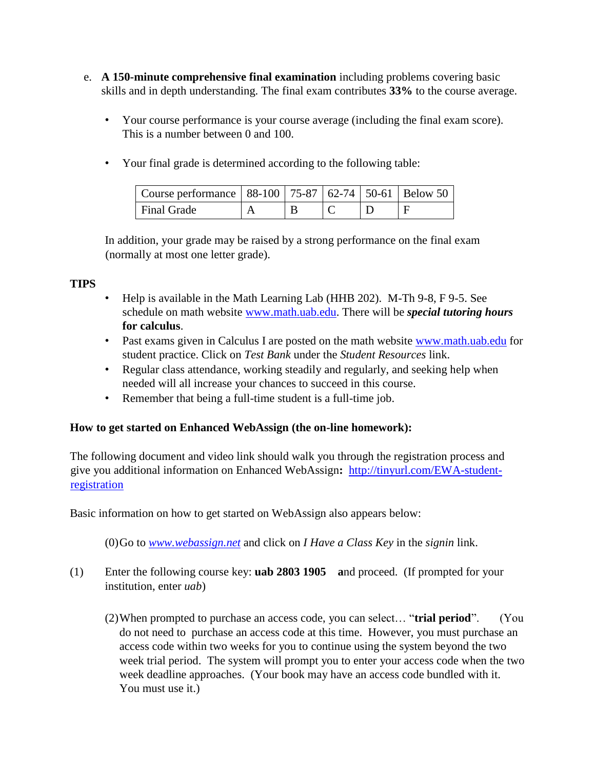e. **A 150-minute comprehensive final examination** including problems covering basic skills and in depth understanding. The final exam contributes **33%** to the course average.

- Your course performance is your course average (including the final exam score). This is a number between 0 and 100.

- Your final grade is determined according to the following table:

| Course performance | 88-100 | 75-87 | 62-74 | 50-61 | Below 50 |
|---|---|---|---|---|---|
| Final Grade | A | B | C | D | F |

In addition, your grade may be raised by a strong performance on the final exam (normally at most one letter grade).

**TIPS**

- Help is available in the Math Learning Lab (HHB 202). M-Th 9-8, F 9-5. See schedule on math website www.math.uab.edu. There will be ***special tutoring hours*** **for calculus**.
- Past exams given in Calculus I are posted on the math website www.math.uab.edu for student practice. Click on *Test Bank* under the *Student Resources* link.
- Regular class attendance, working steadily and regularly, and seeking help when needed will all increase your chances to succeed in this course.
- Remember that being a full-time student is a full-time job.

**How to get started on Enhanced WebAssign (the on-line homework):**

The following document and video link should walk you through the registration process and give you additional information on Enhanced WebAssign**:** http://tinyurl.com/EWA-student-registration

Basic information on how to get started on WebAssign also appears below:

(0) Go to *www.webassign.net* and click on *I Have a Class Key* in the *signin* link.

(1) Enter the following course key: **uab 2803 1905** **a**nd proceed. (If prompted for your institution, enter *uab*)

(2) When prompted to purchase an access code, you can select… "**trial period**". (You do not need to purchase an access code at this time. However, you must purchase an access code within two weeks for you to continue using the system beyond the two week trial period. The system will prompt you to enter your access code when the two week deadline approaches. (Your book may have an access code bundled with it. You must use it.)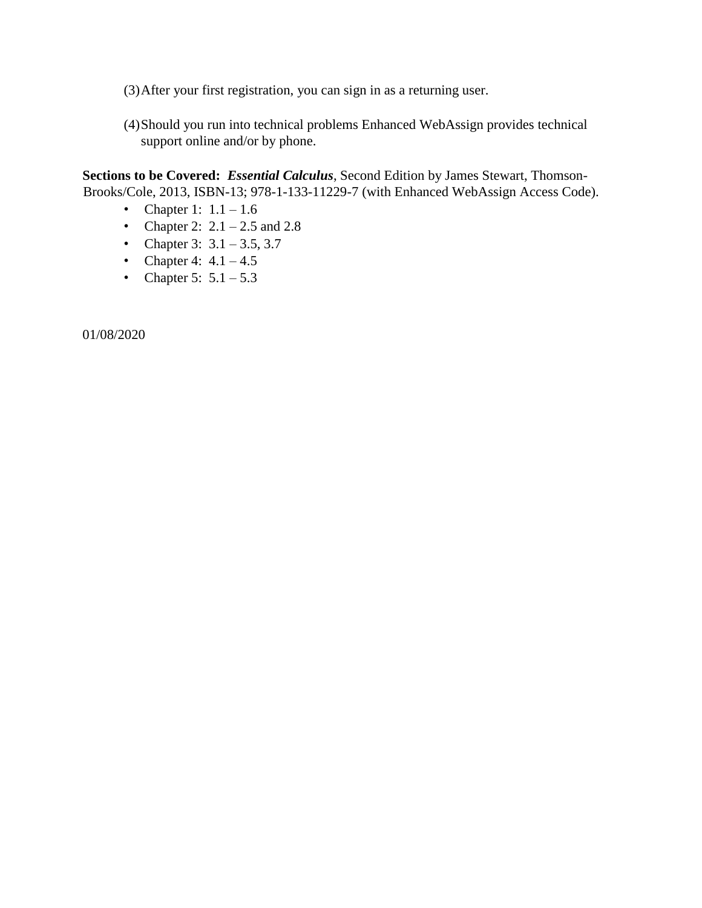(3) After your first registration, you can sign in as a returning user.

(4) Should you run into technical problems Enhanced WebAssign provides technical support online and/or by phone.

**Sections to be Covered:** ***Essential Calculus***, Second Edition by James Stewart, Thomson-Brooks/Cole, 2013, ISBN-13; 978-1-133-11229-7 (with Enhanced WebAssign Access Code).

- Chapter 1: 1.1 – 1.6
- Chapter 2: 2.1 – 2.5 and 2.8
- Chapter 3: 3.1 – 3.5, 3.7
- Chapter 4: 4.1 – 4.5
- Chapter 5: 5.1 – 5.3

01/08/2020